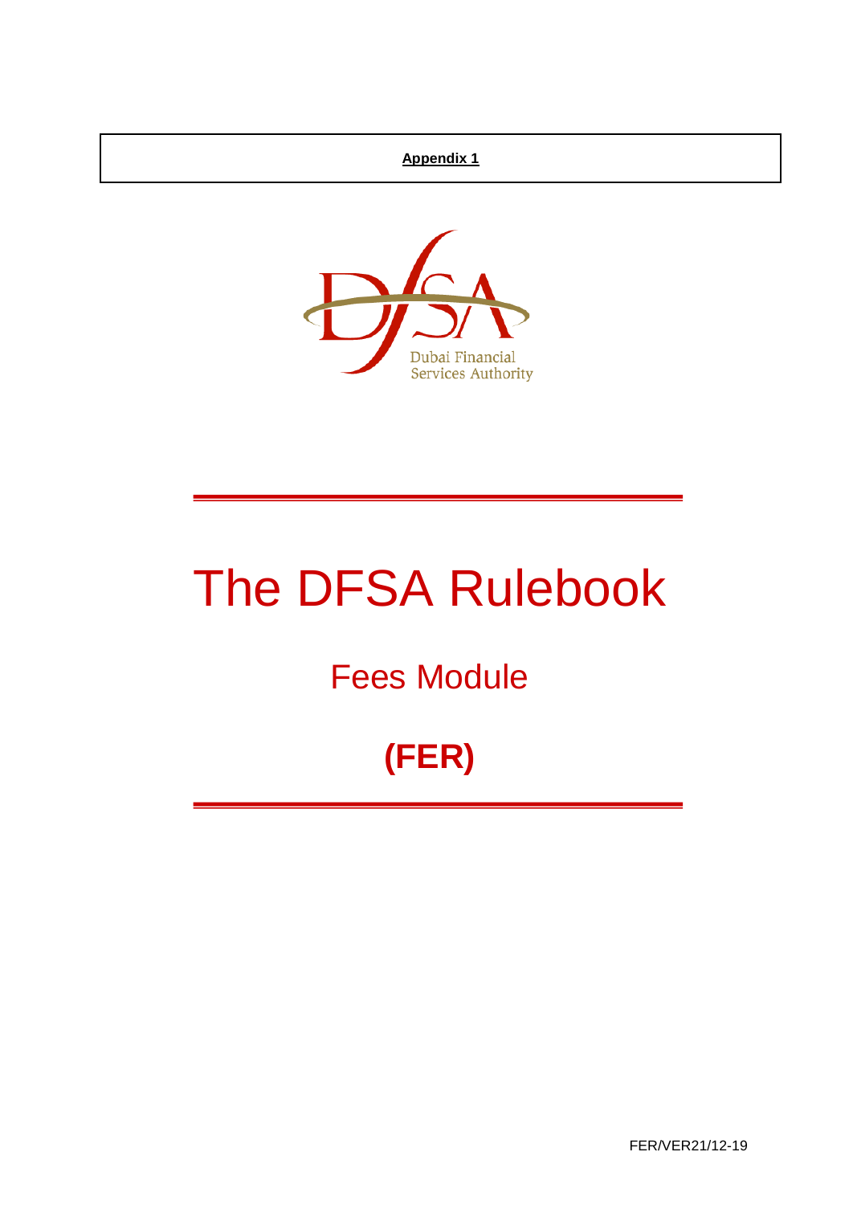**Appendix 1**

Dubai Financial Services Authority

# The DFSA Rulebook

## Fees Module

## (FER)

FER/VER21/12-19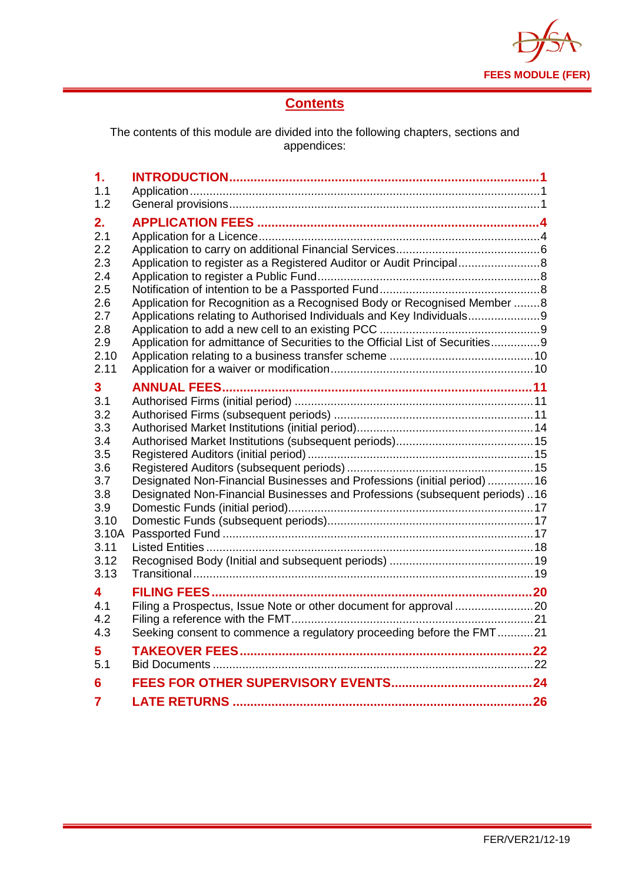## Contents

The contents of this module are divided into the following chapters, sections and appendices:

| | | |
|---|---|---|
| **1.** | **INTRODUCTION** | **1** |
| 1.1 | Application | 1 |
| 1.2 | General provisions | 1 |
| **2.** | **APPLICATION FEES** | **4** |
| 2.1 | Application for a Licence | 4 |
| 2.2 | Application to carry on additional Financial Services | 6 |
| 2.3 | Application to register as a Registered Auditor or Audit Principal | 8 |
| 2.4 | Application to register a Public Fund | 8 |
| 2.5 | Notification of intention to be a Passported Fund | 8 |
| 2.6 | Application for Recognition as a Recognised Body or Recognised Member | 8 |
| 2.7 | Applications relating to Authorised Individuals and Key Individuals | 9 |
| 2.8 | Application to add a new cell to an existing PCC | 9 |
| 2.9 | Application for admittance of Securities to the Official List of Securities | 9 |
| 2.10 | Application relating to a business transfer scheme | 10 |
| 2.11 | Application for a waiver or modification | 10 |
| **3** | **ANNUAL FEES** | **11** |
| 3.1 | Authorised Firms (initial period) | 11 |
| 3.2 | Authorised Firms (subsequent periods) | 11 |
| 3.3 | Authorised Market Institutions (initial period) | 14 |
| 3.4 | Authorised Market Institutions (subsequent periods) | 15 |
| 3.5 | Registered Auditors (initial period) | 15 |
| 3.6 | Registered Auditors (subsequent periods) | 15 |
| 3.7 | Designated Non-Financial Businesses and Professions (initial period) | 16 |
| 3.8 | Designated Non-Financial Businesses and Professions (subsequent periods) | 16 |
| 3.9 | Domestic Funds (initial period) | 17 |
| 3.10 | Domestic Funds (subsequent periods) | 17 |
| 3.10A | Passported Fund | 17 |
| 3.11 | Listed Entities | 18 |
| 3.12 | Recognised Body (Initial and subsequent periods) | 19 |
| 3.13 | Transitional | 19 |
| **4** | **FILING FEES** | **20** |
| 4.1 | Filing a Prospectus, Issue Note or other document for approval | 20 |
| 4.2 | Filing a reference with the FMT | 21 |
| 4.3 | Seeking consent to commence a regulatory proceeding before the FMT | 21 |
| **5** | **TAKEOVER FEES** | **22** |
| 5.1 | Bid Documents | 22 |
| **6** | **FEES FOR OTHER SUPERVISORY EVENTS** | **24** |
| **7** | **LATE RETURNS** | **26** |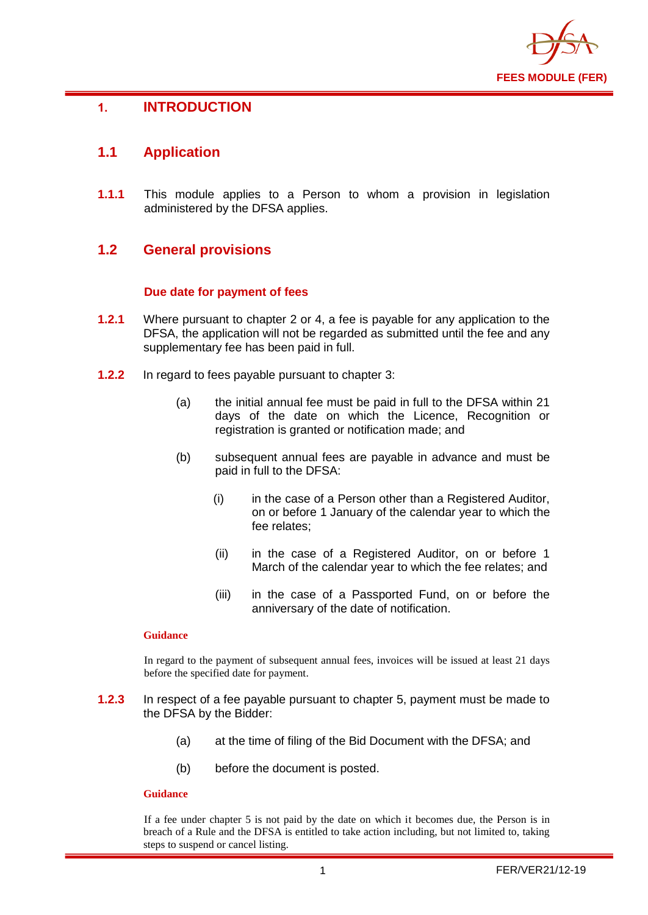# 1. INTRODUCTION

## 1.1 Application

**1.1.1** This module applies to a Person to whom a provision in legislation administered by the DFSA applies.

## 1.2 General provisions

### Due date for payment of fees

**1.2.1** Where pursuant to chapter 2 or 4, a fee is payable for any application to the DFSA, the application will not be regarded as submitted until the fee and any supplementary fee has been paid in full.

**1.2.2** In regard to fees payable pursuant to chapter 3:

(a) the initial annual fee must be paid in full to the DFSA within 21 days of the date on which the Licence, Recognition or registration is granted or notification made; and

(b) subsequent annual fees are payable in advance and must be paid in full to the DFSA:

(i) in the case of a Person other than a Registered Auditor, on or before 1 January of the calendar year to which the fee relates;

(ii) in the case of a Registered Auditor, on or before 1 March of the calendar year to which the fee relates; and

(iii) in the case of a Passported Fund, on or before the anniversary of the date of notification.

**Guidance**

In regard to the payment of subsequent annual fees, invoices will be issued at least 21 days before the specified date for payment.

**1.2.3** In respect of a fee payable pursuant to chapter 5, payment must be made to the DFSA by the Bidder:

(a) at the time of filing of the Bid Document with the DFSA; and

(b) before the document is posted.

**Guidance**

If a fee under chapter 5 is not paid by the date on which it becomes due, the Person is in breach of a Rule and the DFSA is entitled to take action including, but not limited to, taking steps to suspend or cancel listing.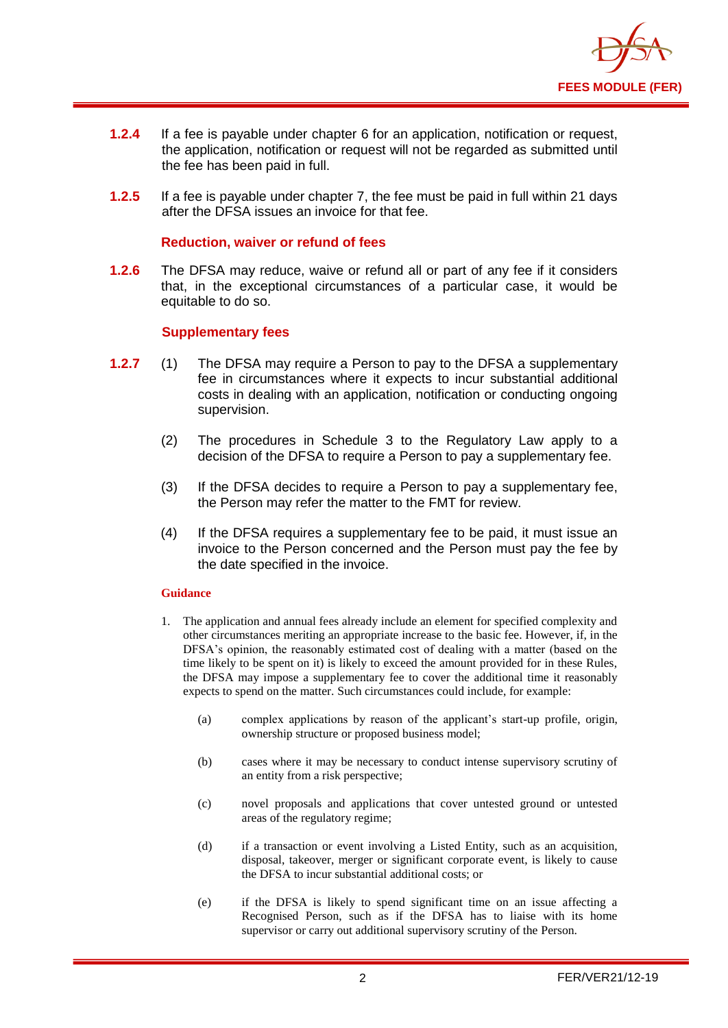**1.2.4** If a fee is payable under chapter 6 for an application, notification or request, the application, notification or request will not be regarded as submitted until the fee has been paid in full.

**1.2.5** If a fee is payable under chapter 7, the fee must be paid in full within 21 days after the DFSA issues an invoice for that fee.

### Reduction, waiver or refund of fees

**1.2.6** The DFSA may reduce, waive or refund all or part of any fee if it considers that, in the exceptional circumstances of a particular case, it would be equitable to do so.

### Supplementary fees

**1.2.7** (1) The DFSA may require a Person to pay to the DFSA a supplementary fee in circumstances where it expects to incur substantial additional costs in dealing with an application, notification or conducting ongoing supervision.

(2) The procedures in Schedule 3 to the Regulatory Law apply to a decision of the DFSA to require a Person to pay a supplementary fee.

(3) If the DFSA decides to require a Person to pay a supplementary fee, the Person may refer the matter to the FMT for review.

(4) If the DFSA requires a supplementary fee to be paid, it must issue an invoice to the Person concerned and the Person must pay the fee by the date specified in the invoice.

**Guidance**

1. The application and annual fees already include an element for specified complexity and other circumstances meriting an appropriate increase to the basic fee. However, if, in the DFSA's opinion, the reasonably estimated cost of dealing with a matter (based on the time likely to be spent on it) is likely to exceed the amount provided for in these Rules, the DFSA may impose a supplementary fee to cover the additional time it reasonably expects to spend on the matter. Such circumstances could include, for example:

    (a) complex applications by reason of the applicant's start-up profile, origin, ownership structure or proposed business model;

    (b) cases where it may be necessary to conduct intense supervisory scrutiny of an entity from a risk perspective;

    (c) novel proposals and applications that cover untested ground or untested areas of the regulatory regime;

    (d) if a transaction or event involving a Listed Entity, such as an acquisition, disposal, takeover, merger or significant corporate event, is likely to cause the DFSA to incur substantial additional costs; or

    (e) if the DFSA is likely to spend significant time on an issue affecting a Recognised Person, such as if the DFSA has to liaise with its home supervisor or carry out additional supervisory scrutiny of the Person.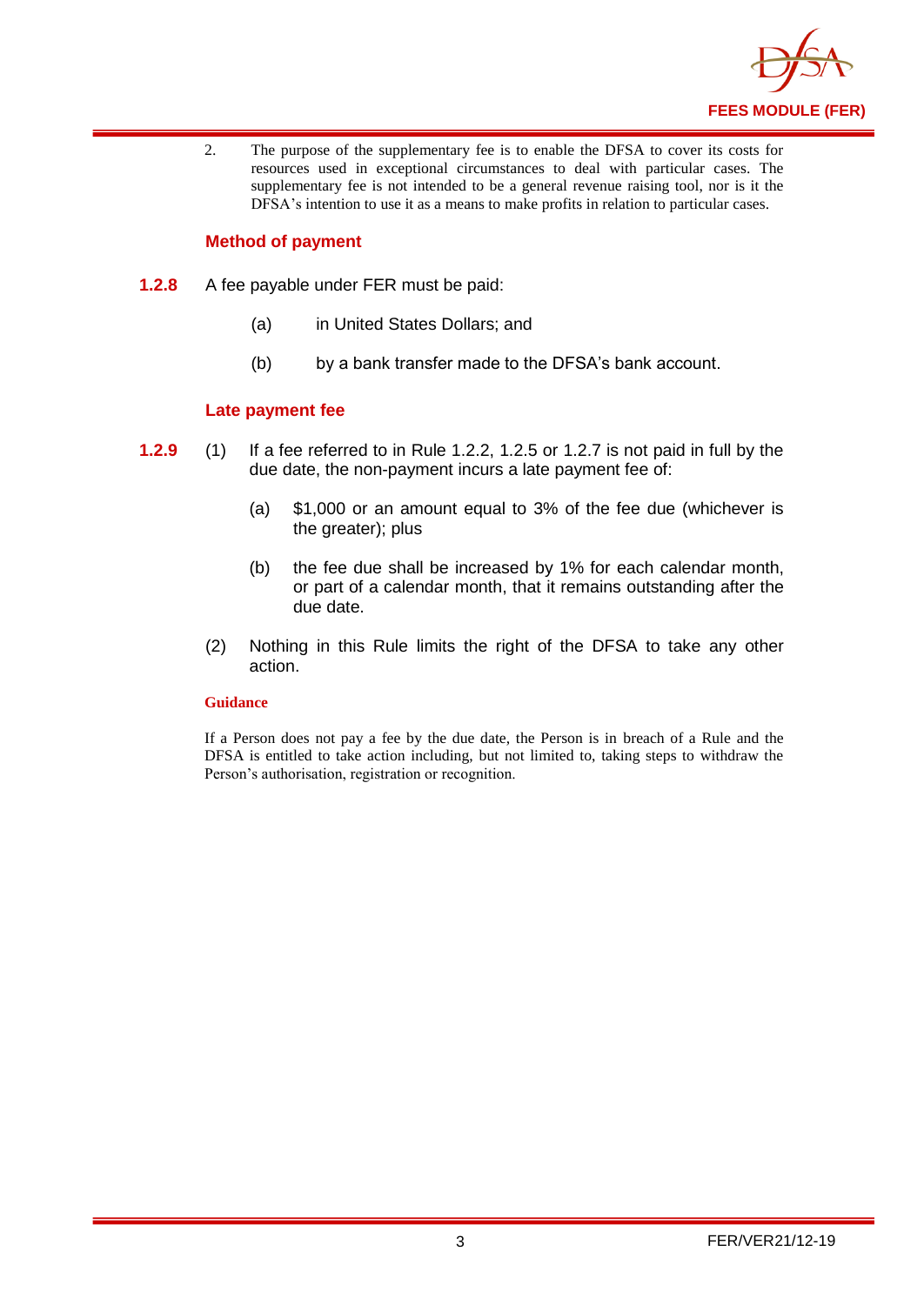2. The purpose of the supplementary fee is to enable the DFSA to cover its costs for resources used in exceptional circumstances to deal with particular cases. The supplementary fee is not intended to be a general revenue raising tool, nor is it the DFSA's intention to use it as a means to make profits in relation to particular cases.

### Method of payment

**1.2.8** A fee payable under FER must be paid:

(a) in United States Dollars; and

(b) by a bank transfer made to the DFSA's bank account.

### Late payment fee

**1.2.9** (1) If a fee referred to in Rule 1.2.2, 1.2.5 or 1.2.7 is not paid in full by the due date, the non-payment incurs a late payment fee of:

(a) $1,000 or an amount equal to 3% of the fee due (whichever is the greater); plus

(b) the fee due shall be increased by 1% for each calendar month, or part of a calendar month, that it remains outstanding after the due date.

(2) Nothing in this Rule limits the right of the DFSA to take any other action.

**Guidance**

If a Person does not pay a fee by the due date, the Person is in breach of a Rule and the DFSA is entitled to take action including, but not limited to, taking steps to withdraw the Person's authorisation, registration or recognition.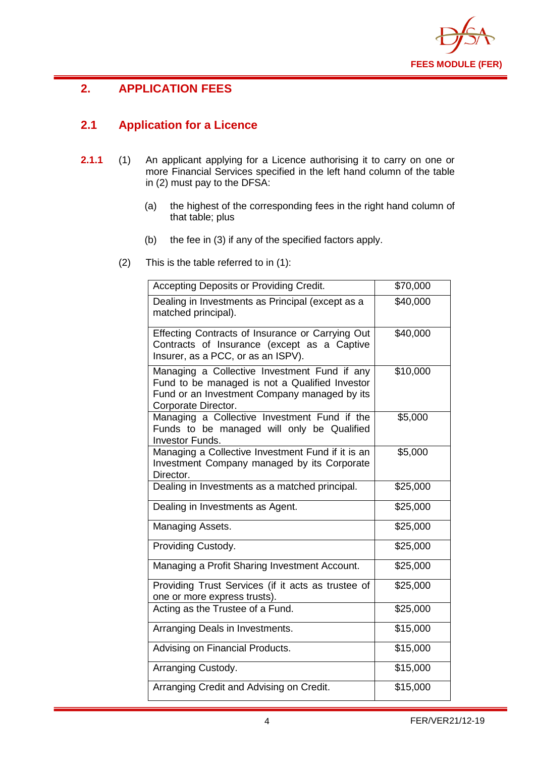# 2. APPLICATION FEES

## 2.1 Application for a Licence

**2.1.1** (1) An applicant applying for a Licence authorising it to carry on one or more Financial Services specified in the left hand column of the table in (2) must pay to the DFSA:

(a) the highest of the corresponding fees in the right hand column of that table; plus

(b) the fee in (3) if any of the specified factors apply.

(2) This is the table referred to in (1):

| | |
|---|---|
| Accepting Deposits or Providing Credit. | $70,000 |
| Dealing in Investments as Principal (except as a matched principal). | $40,000 |
| Effecting Contracts of Insurance or Carrying Out Contracts of Insurance (except as a Captive Insurer, as a PCC, or as an ISPV). | $40,000 |
| Managing a Collective Investment Fund if any Fund to be managed is not a Qualified Investor Fund or an Investment Company managed by its Corporate Director. | $10,000 |
| Managing a Collective Investment Fund if the Funds to be managed will only be Qualified Investor Funds. | $5,000 |
| Managing a Collective Investment Fund if it is an Investment Company managed by its Corporate Director. | $5,000 |
| Dealing in Investments as a matched principal. | $25,000 |
| Dealing in Investments as Agent. | $25,000 |
| Managing Assets. | $25,000 |
| Providing Custody. | $25,000 |
| Managing a Profit Sharing Investment Account. | $25,000 |
| Providing Trust Services (if it acts as trustee of one or more express trusts). | $25,000 |
| Acting as the Trustee of a Fund. | $25,000 |
| Arranging Deals in Investments. | $15,000 |
| Advising on Financial Products. | $15,000 |
| Arranging Custody. | $15,000 |
| Arranging Credit and Advising on Credit. | $15,000 |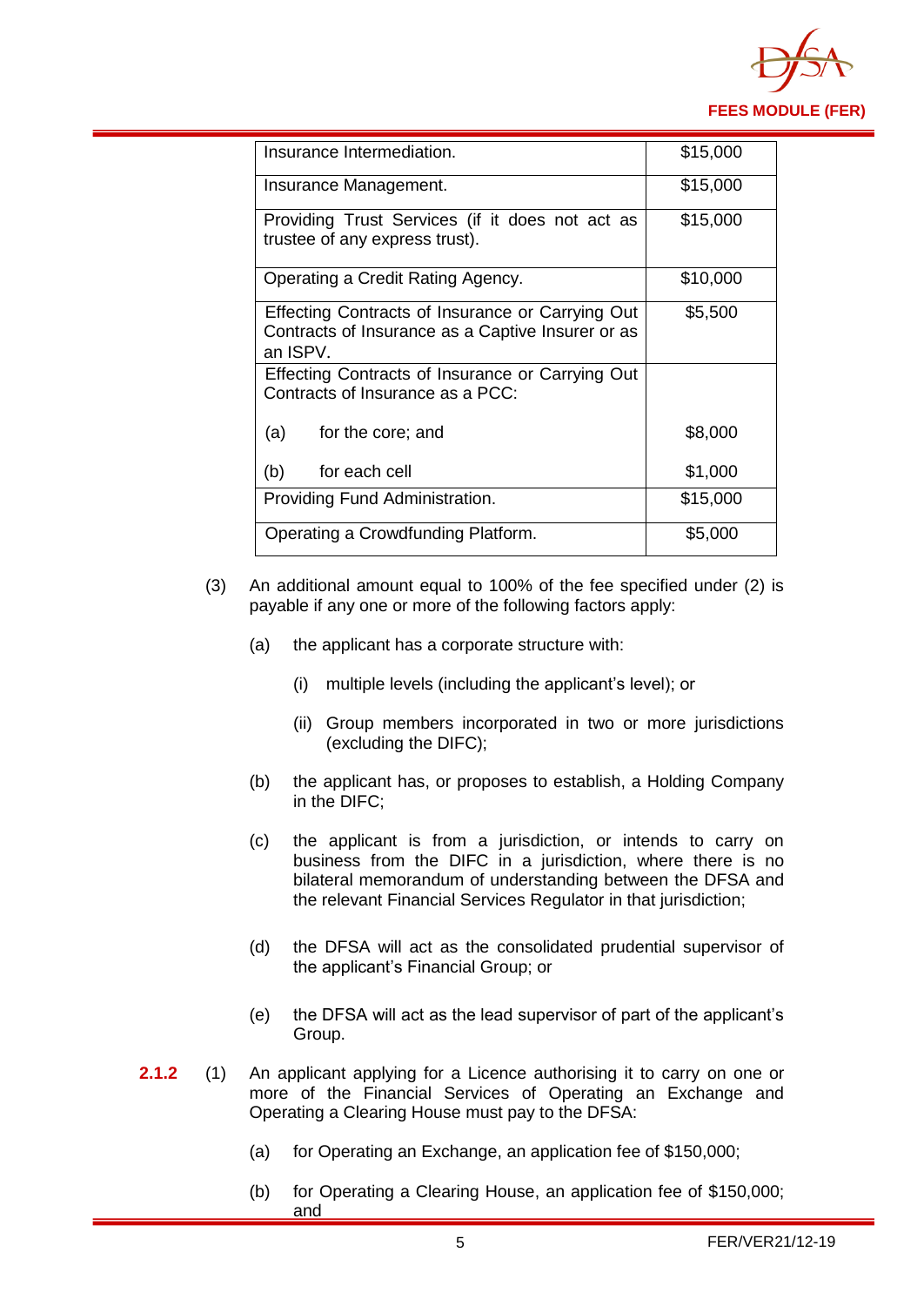| | |
|---|---|
| Insurance Intermediation. | $15,000 |
| Insurance Management. | $15,000 |
| Providing Trust Services (if it does not act as trustee of any express trust). | $15,000 |
| Operating a Credit Rating Agency. | $10,000 |
| Effecting Contracts of Insurance or Carrying Out Contracts of Insurance as a Captive Insurer or as an ISPV. | $5,500 |
| Effecting Contracts of Insurance or Carrying Out Contracts of Insurance as a PCC: | |
| (a) for the core; and | $8,000 |
| (b) for each cell | $1,000 |
| Providing Fund Administration. | $15,000 |
| Operating a Crowdfunding Platform. | $5,000 |

(3) An additional amount equal to 100% of the fee specified under (2) is payable if any one or more of the following factors apply:

(a) the applicant has a corporate structure with:

(i) multiple levels (including the applicant's level); or

(ii) Group members incorporated in two or more jurisdictions (excluding the DIFC);

(b) the applicant has, or proposes to establish, a Holding Company in the DIFC;

(c) the applicant is from a jurisdiction, or intends to carry on business from the DIFC in a jurisdiction, where there is no bilateral memorandum of understanding between the DFSA and the relevant Financial Services Regulator in that jurisdiction;

(d) the DFSA will act as the consolidated prudential supervisor of the applicant's Financial Group; or

(e) the DFSA will act as the lead supervisor of part of the applicant's Group.

**2.1.2** (1) An applicant applying for a Licence authorising it to carry on one or more of the Financial Services of Operating an Exchange and Operating a Clearing House must pay to the DFSA:

(a) for Operating an Exchange, an application fee of $150,000;

(b) for Operating a Clearing House, an application fee of $150,000; and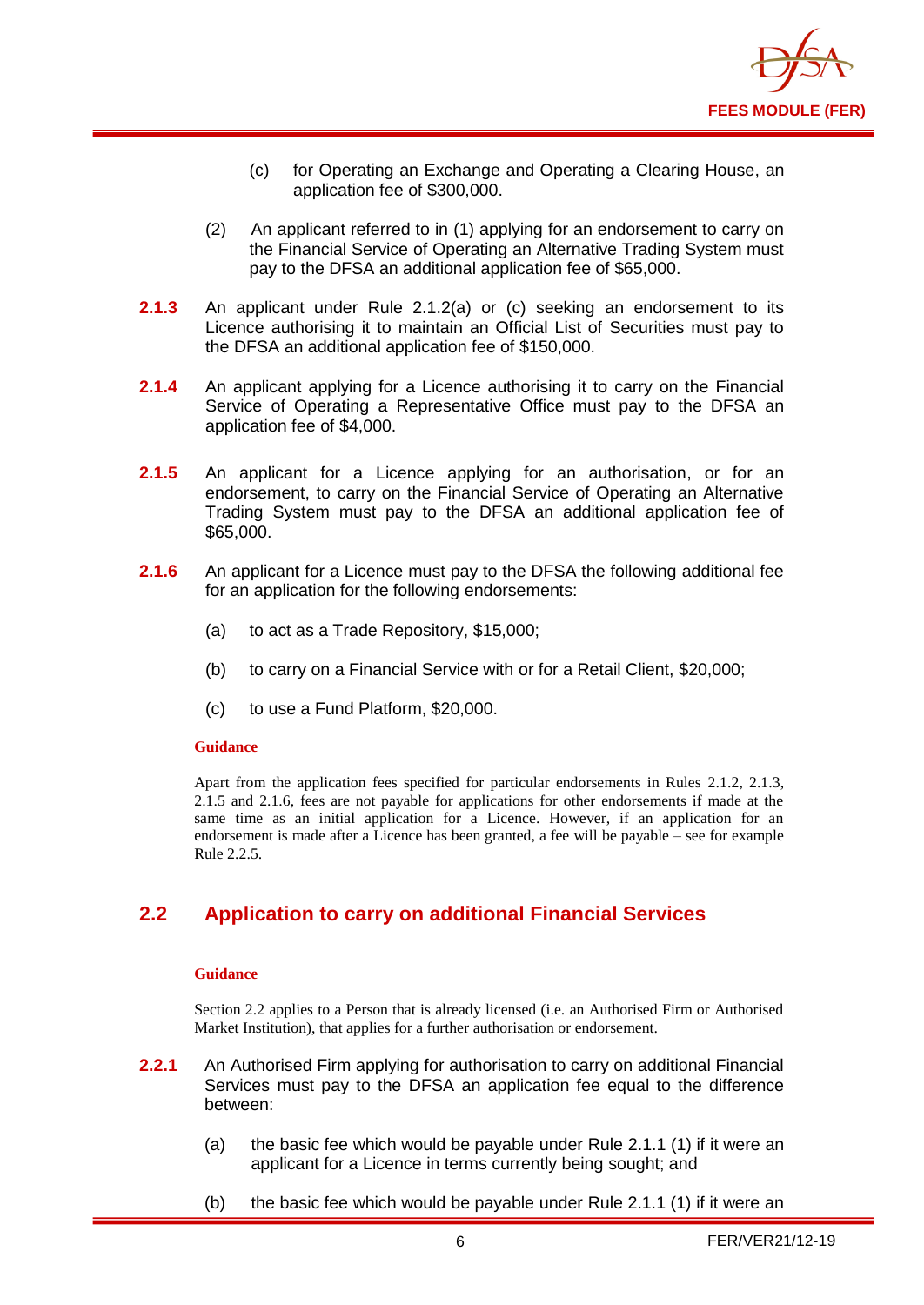(c) for Operating an Exchange and Operating a Clearing House, an application fee of $300,000.

(2) An applicant referred to in (1) applying for an endorsement to carry on the Financial Service of Operating an Alternative Trading System must pay to the DFSA an additional application fee of $65,000.

**2.1.3** An applicant under Rule 2.1.2(a) or (c) seeking an endorsement to its Licence authorising it to maintain an Official List of Securities must pay to the DFSA an additional application fee of $150,000.

**2.1.4** An applicant applying for a Licence authorising it to carry on the Financial Service of Operating a Representative Office must pay to the DFSA an application fee of $4,000.

**2.1.5** An applicant for a Licence applying for an authorisation, or for an endorsement, to carry on the Financial Service of Operating an Alternative Trading System must pay to the DFSA an additional application fee of $65,000.

**2.1.6** An applicant for a Licence must pay to the DFSA the following additional fee for an application for the following endorsements:

(a) to act as a Trade Repository, $15,000;

(b) to carry on a Financial Service with or for a Retail Client, $20,000;

(c) to use a Fund Platform, $20,000.

**Guidance**

Apart from the application fees specified for particular endorsements in Rules 2.1.2, 2.1.3, 2.1.5 and 2.1.6, fees are not payable for applications for other endorsements if made at the same time as an initial application for a Licence. However, if an application for an endorsement is made after a Licence has been granted, a fee will be payable – see for example Rule 2.2.5.

## 2.2 Application to carry on additional Financial Services

**Guidance**

Section 2.2 applies to a Person that is already licensed (i.e. an Authorised Firm or Authorised Market Institution), that applies for a further authorisation or endorsement.

**2.2.1** An Authorised Firm applying for authorisation to carry on additional Financial Services must pay to the DFSA an application fee equal to the difference between:

(a) the basic fee which would be payable under Rule 2.1.1 (1) if it were an applicant for a Licence in terms currently being sought; and

(b) the basic fee which would be payable under Rule 2.1.1 (1) if it were an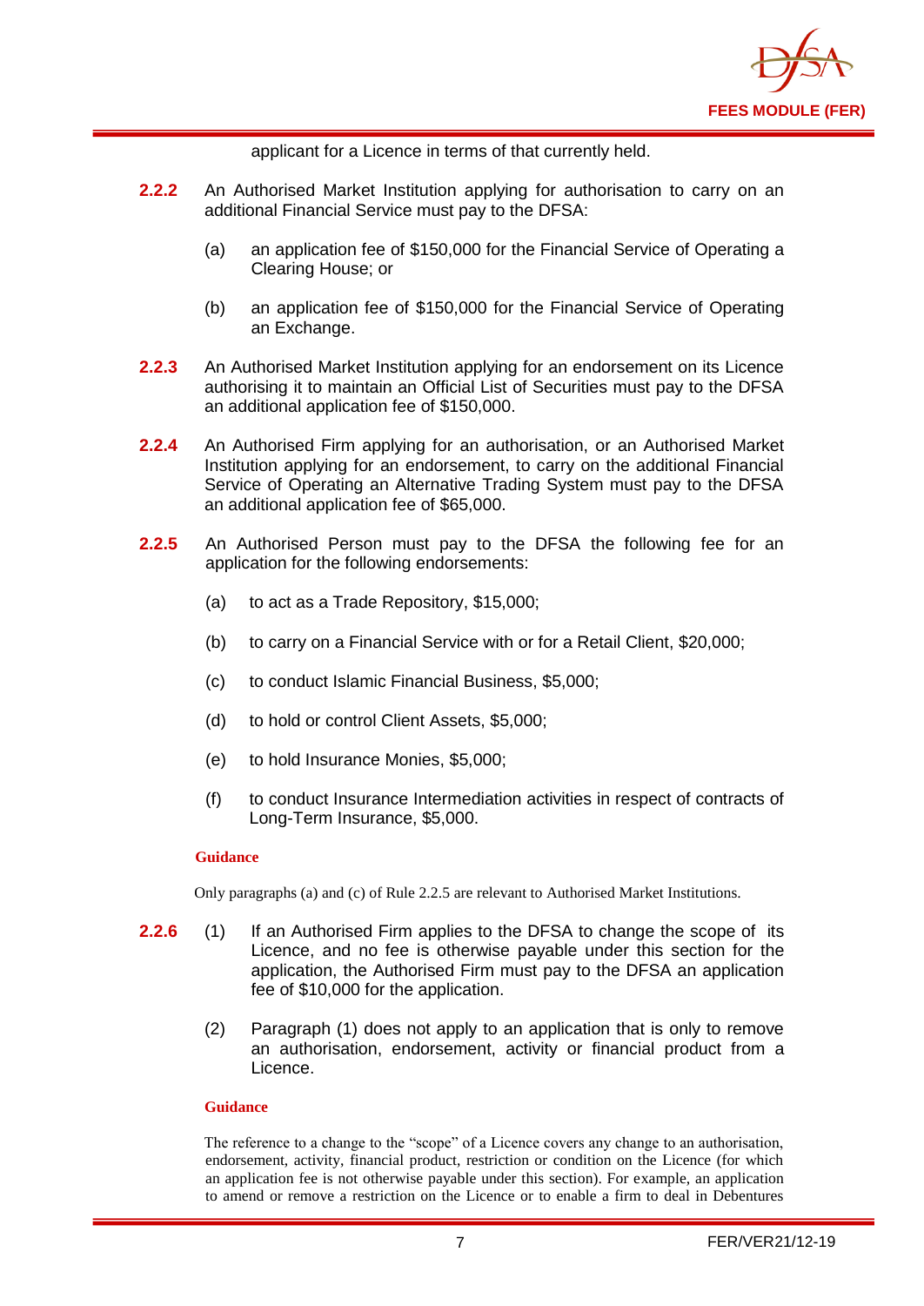applicant for a Licence in terms of that currently held.

**2.2.2** An Authorised Market Institution applying for authorisation to carry on an additional Financial Service must pay to the DFSA:

(a) an application fee of $150,000 for the Financial Service of Operating a Clearing House; or

(b) an application fee of $150,000 for the Financial Service of Operating an Exchange.

**2.2.3** An Authorised Market Institution applying for an endorsement on its Licence authorising it to maintain an Official List of Securities must pay to the DFSA an additional application fee of $150,000.

**2.2.4** An Authorised Firm applying for an authorisation, or an Authorised Market Institution applying for an endorsement, to carry on the additional Financial Service of Operating an Alternative Trading System must pay to the DFSA an additional application fee of $65,000.

**2.2.5** An Authorised Person must pay to the DFSA the following fee for an application for the following endorsements:

(a) to act as a Trade Repository, $15,000;

(b) to carry on a Financial Service with or for a Retail Client, $20,000;

(c) to conduct Islamic Financial Business, $5,000;

(d) to hold or control Client Assets, $5,000;

(e) to hold Insurance Monies, $5,000;

(f) to conduct Insurance Intermediation activities in respect of contracts of Long-Term Insurance, $5,000.

**Guidance**

Only paragraphs (a) and (c) of Rule 2.2.5 are relevant to Authorised Market Institutions.

**2.2.6** (1) If an Authorised Firm applies to the DFSA to change the scope of its Licence, and no fee is otherwise payable under this section for the application, the Authorised Firm must pay to the DFSA an application fee of $10,000 for the application.

(2) Paragraph (1) does not apply to an application that is only to remove an authorisation, endorsement, activity or financial product from a Licence.

**Guidance**

The reference to a change to the "scope" of a Licence covers any change to an authorisation, endorsement, activity, financial product, restriction or condition on the Licence (for which an application fee is not otherwise payable under this section). For example, an application to amend or remove a restriction on the Licence or to enable a firm to deal in Debentures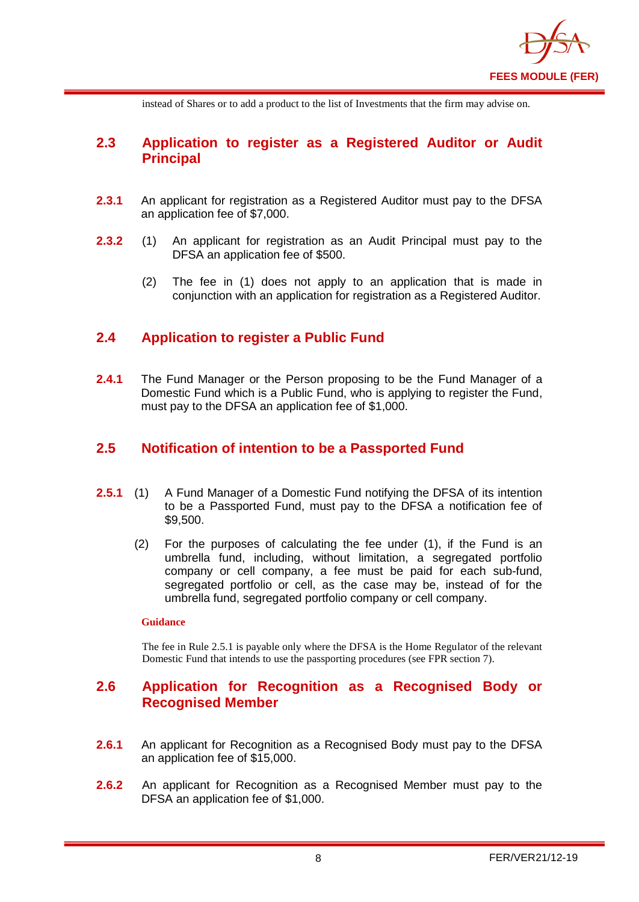instead of Shares or to add a product to the list of Investments that the firm may advise on.

## 2.3 Application to register as a Registered Auditor or Audit Principal

**2.3.1** An applicant for registration as a Registered Auditor must pay to the DFSA an application fee of $7,000.

**2.3.2** (1) An applicant for registration as an Audit Principal must pay to the DFSA an application fee of $500.

(2) The fee in (1) does not apply to an application that is made in conjunction with an application for registration as a Registered Auditor.

## 2.4 Application to register a Public Fund

**2.4.1** The Fund Manager or the Person proposing to be the Fund Manager of a Domestic Fund which is a Public Fund, who is applying to register the Fund, must pay to the DFSA an application fee of $1,000.

## 2.5 Notification of intention to be a Passported Fund

**2.5.1** (1) A Fund Manager of a Domestic Fund notifying the DFSA of its intention to be a Passported Fund, must pay to the DFSA a notification fee of $9,500.

(2) For the purposes of calculating the fee under (1), if the Fund is an umbrella fund, including, without limitation, a segregated portfolio company or cell company, a fee must be paid for each sub-fund, segregated portfolio or cell, as the case may be, instead of for the umbrella fund, segregated portfolio company or cell company.

**Guidance**

The fee in Rule 2.5.1 is payable only where the DFSA is the Home Regulator of the relevant Domestic Fund that intends to use the passporting procedures (see FPR section 7).

## 2.6 Application for Recognition as a Recognised Body or Recognised Member

**2.6.1** An applicant for Recognition as a Recognised Body must pay to the DFSA an application fee of $15,000.

**2.6.2** An applicant for Recognition as a Recognised Member must pay to the DFSA an application fee of $1,000.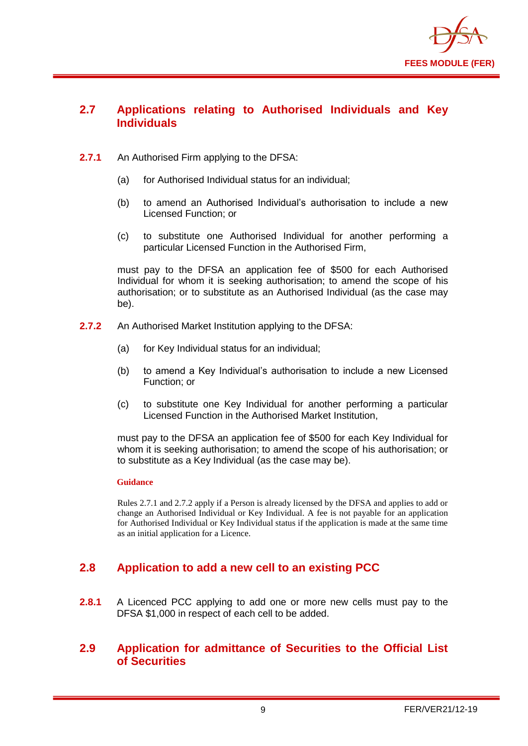## 2.7 Applications relating to Authorised Individuals and Key Individuals

**2.7.1** An Authorised Firm applying to the DFSA:

(a) for Authorised Individual status for an individual;

(b) to amend an Authorised Individual's authorisation to include a new Licensed Function; or

(c) to substitute one Authorised Individual for another performing a particular Licensed Function in the Authorised Firm,

must pay to the DFSA an application fee of $500 for each Authorised Individual for whom it is seeking authorisation; to amend the scope of his authorisation; or to substitute as an Authorised Individual (as the case may be).

**2.7.2** An Authorised Market Institution applying to the DFSA:

(a) for Key Individual status for an individual;

(b) to amend a Key Individual's authorisation to include a new Licensed Function; or

(c) to substitute one Key Individual for another performing a particular Licensed Function in the Authorised Market Institution,

must pay to the DFSA an application fee of $500 for each Key Individual for whom it is seeking authorisation; to amend the scope of his authorisation; or to substitute as a Key Individual (as the case may be).

**Guidance**

Rules 2.7.1 and 2.7.2 apply if a Person is already licensed by the DFSA and applies to add or change an Authorised Individual or Key Individual. A fee is not payable for an application for Authorised Individual or Key Individual status if the application is made at the same time as an initial application for a Licence.

## 2.8 Application to add a new cell to an existing PCC

**2.8.1** A Licenced PCC applying to add one or more new cells must pay to the DFSA $1,000 in respect of each cell to be added.

## 2.9 Application for admittance of Securities to the Official List of Securities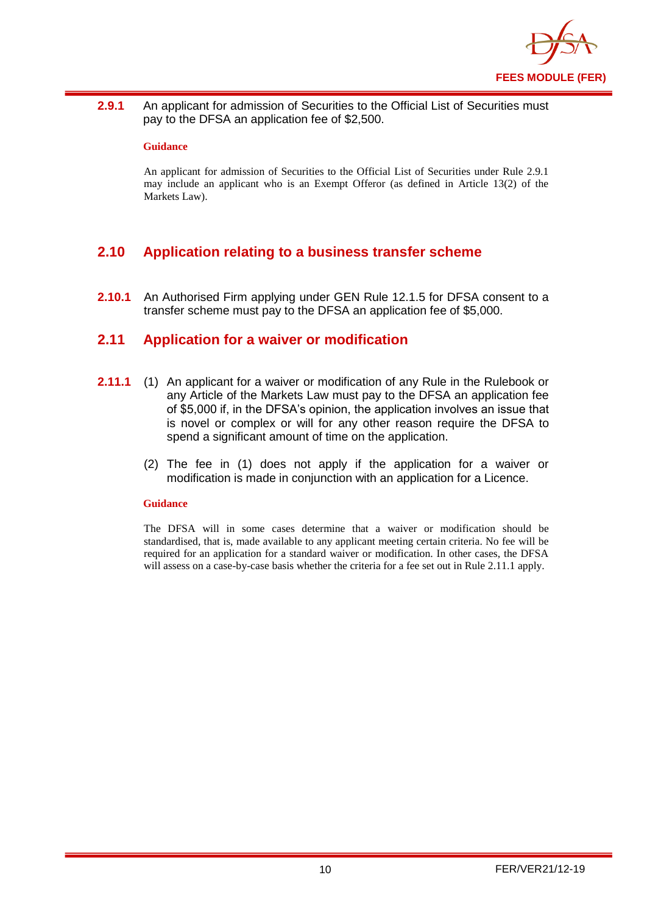**2.9.1** An applicant for admission of Securities to the Official List of Securities must pay to the DFSA an application fee of $2,500.

**Guidance**

An applicant for admission of Securities to the Official List of Securities under Rule 2.9.1 may include an applicant who is an Exempt Offeror (as defined in Article 13(2) of the Markets Law).

## 2.10 Application relating to a business transfer scheme

**2.10.1** An Authorised Firm applying under GEN Rule 12.1.5 for DFSA consent to a transfer scheme must pay to the DFSA an application fee of $5,000.

## 2.11 Application for a waiver or modification

**2.11.1** (1) An applicant for a waiver or modification of any Rule in the Rulebook or any Article of the Markets Law must pay to the DFSA an application fee of $5,000 if, in the DFSA's opinion, the application involves an issue that is novel or complex or will for any other reason require the DFSA to spend a significant amount of time on the application.

(2) The fee in (1) does not apply if the application for a waiver or modification is made in conjunction with an application for a Licence.

**Guidance**

The DFSA will in some cases determine that a waiver or modification should be standardised, that is, made available to any applicant meeting certain criteria. No fee will be required for an application for a standard waiver or modification. In other cases, the DFSA will assess on a case-by-case basis whether the criteria for a fee set out in Rule 2.11.1 apply.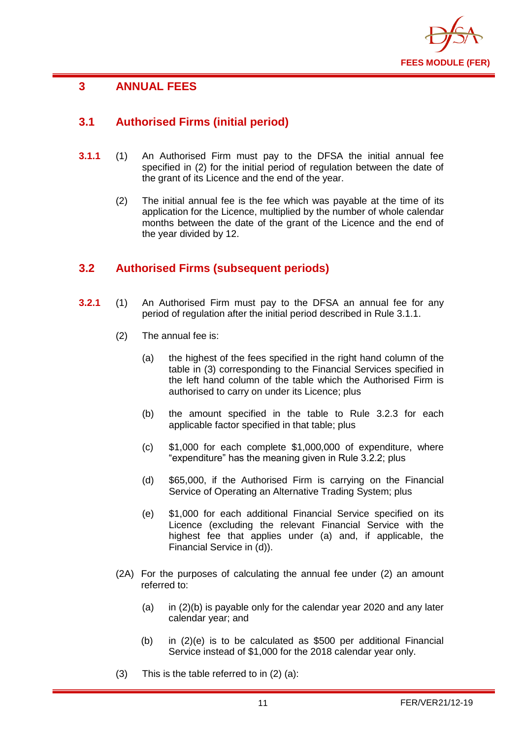## 3 ANNUAL FEES

### 3.1 Authorised Firms (initial period)

**3.1.1** (1) An Authorised Firm must pay to the DFSA the initial annual fee specified in (2) for the initial period of regulation between the date of the grant of its Licence and the end of the year.

(2) The initial annual fee is the fee which was payable at the time of its application for the Licence, multiplied by the number of whole calendar months between the date of the grant of the Licence and the end of the year divided by 12.

### 3.2 Authorised Firms (subsequent periods)

**3.2.1** (1) An Authorised Firm must pay to the DFSA an annual fee for any period of regulation after the initial period described in Rule 3.1.1.

(2) The annual fee is:

(a) the highest of the fees specified in the right hand column of the table in (3) corresponding to the Financial Services specified in the left hand column of the table which the Authorised Firm is authorised to carry on under its Licence; plus

(b) the amount specified in the table to Rule 3.2.3 for each applicable factor specified in that table; plus

(c) $1,000 for each complete $1,000,000 of expenditure, where "expenditure" has the meaning given in Rule 3.2.2; plus

(d) $65,000, if the Authorised Firm is carrying on the Financial Service of Operating an Alternative Trading System; plus

(e) $1,000 for each additional Financial Service specified on its Licence (excluding the relevant Financial Service with the highest fee that applies under (a) and, if applicable, the Financial Service in (d)).

(2A) For the purposes of calculating the annual fee under (2) an amount referred to:

(a) in (2)(b) is payable only for the calendar year 2020 and any later calendar year; and

(b) in (2)(e) is to be calculated as $500 per additional Financial Service instead of $1,000 for the 2018 calendar year only.

(3) This is the table referred to in (2) (a):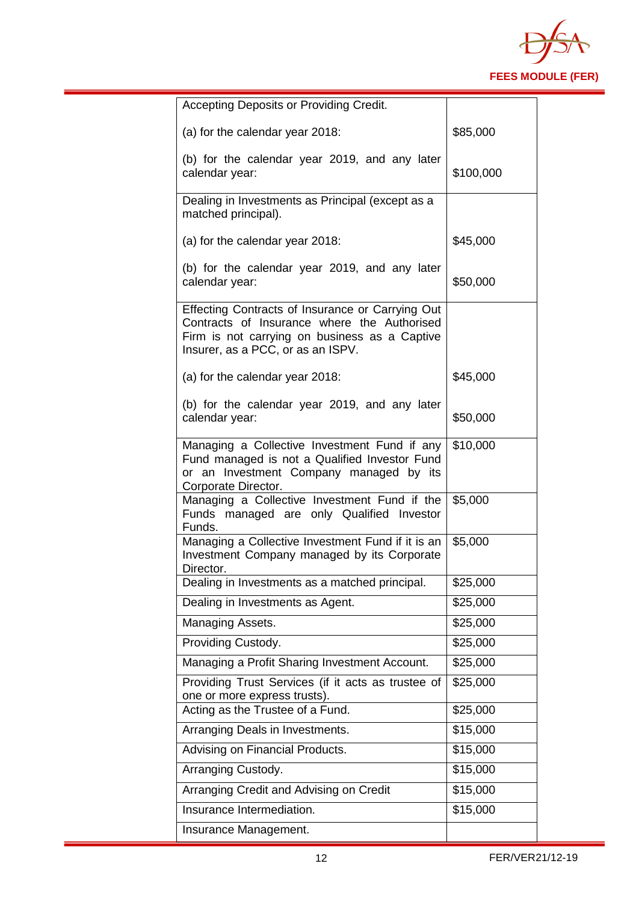| | |
|---|---|
| Accepting Deposits or Providing Credit.<br><br>(a) for the calendar year 2018:<br><br>(b) for the calendar year 2019, and any later calendar year: | <br><br>$85,000<br><br>$100,000 |
| Dealing in Investments as Principal (except as a matched principal).<br><br>(a) for the calendar year 2018:<br><br>(b) for the calendar year 2019, and any later calendar year: | <br><br>$45,000<br><br>$50,000 |
| Effecting Contracts of Insurance or Carrying Out Contracts of Insurance where the Authorised Firm is not carrying on business as a Captive Insurer, as a PCC, or as an ISPV.<br><br>(a) for the calendar year 2018:<br><br>(b) for the calendar year 2019, and any later calendar year: | <br><br>$45,000<br><br>$50,000 |
| Managing a Collective Investment Fund if any Fund managed is not a Qualified Investor Fund or an Investment Company managed by its Corporate Director. | $10,000 |
| Managing a Collective Investment Fund if the Funds managed are only Qualified Investor Funds. | $5,000 |
| Managing a Collective Investment Fund if it is an Investment Company managed by its Corporate Director. | $5,000 |
| Dealing in Investments as a matched principal. | $25,000 |
| Dealing in Investments as Agent. | $25,000 |
| Managing Assets. | $25,000 |
| Providing Custody. | $25,000 |
| Managing a Profit Sharing Investment Account. | $25,000 |
| Providing Trust Services (if it acts as trustee of one or more express trusts). | $25,000 |
| Acting as the Trustee of a Fund. | $25,000 |
| Arranging Deals in Investments. | $15,000 |
| Advising on Financial Products. | $15,000 |
| Arranging Custody. | $15,000 |
| Arranging Credit and Advising on Credit | $15,000 |
| Insurance Intermediation. | $15,000 |
| Insurance Management. | |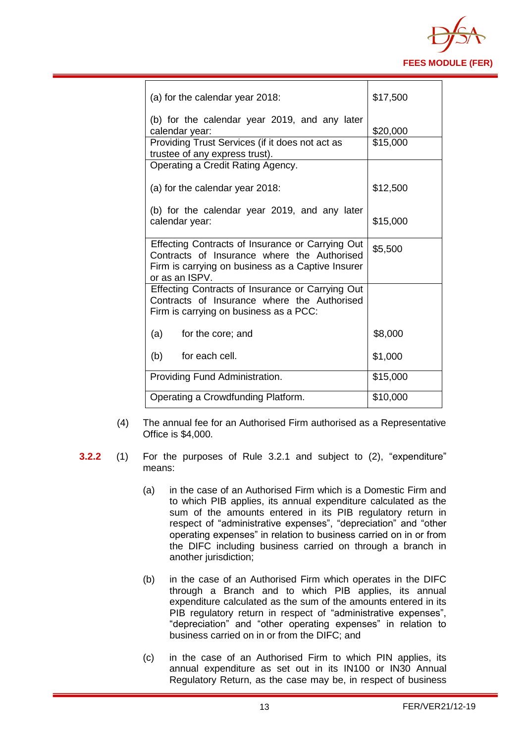| | |
|---|---|
| (a) for the calendar year 2018:<br><br>(b) for the calendar year 2019, and any later calendar year: | $17,500<br><br>$20,000 |
| Providing Trust Services (if it does not act as trustee of any express trust). | $15,000 |
| Operating a Credit Rating Agency.<br><br>(a) for the calendar year 2018:<br><br>(b) for the calendar year 2019, and any later calendar year: | <br><br>$12,500<br><br>$15,000 |
| Effecting Contracts of Insurance or Carrying Out Contracts of Insurance where the Authorised Firm is carrying on business as a Captive Insurer or as an ISPV. | $5,500 |
| Effecting Contracts of Insurance or Carrying Out Contracts of Insurance where the Authorised Firm is carrying on business as a PCC:<br><br>(a) for the core; and<br><br>(b) for each cell. | <br><br>$8,000<br><br>$1,000 |
| Providing Fund Administration. | $15,000 |
| Operating a Crowdfunding Platform. | $10,000 |

(4) The annual fee for an Authorised Firm authorised as a Representative Office is $4,000.

**3.2.2** (1) For the purposes of Rule 3.2.1 and subject to (2), "expenditure" means:

(a) in the case of an Authorised Firm which is a Domestic Firm and to which PIB applies, its annual expenditure calculated as the sum of the amounts entered in its PIB regulatory return in respect of "administrative expenses", "depreciation" and "other operating expenses" in relation to business carried on in or from the DIFC including business carried on through a branch in another jurisdiction;

(b) in the case of an Authorised Firm which operates in the DIFC through a Branch and to which PIB applies, its annual expenditure calculated as the sum of the amounts entered in its PIB regulatory return in respect of "administrative expenses", "depreciation" and "other operating expenses" in relation to business carried on in or from the DIFC; and

(c) in the case of an Authorised Firm to which PIN applies, its annual expenditure as set out in its IN100 or IN30 Annual Regulatory Return, as the case may be, in respect of business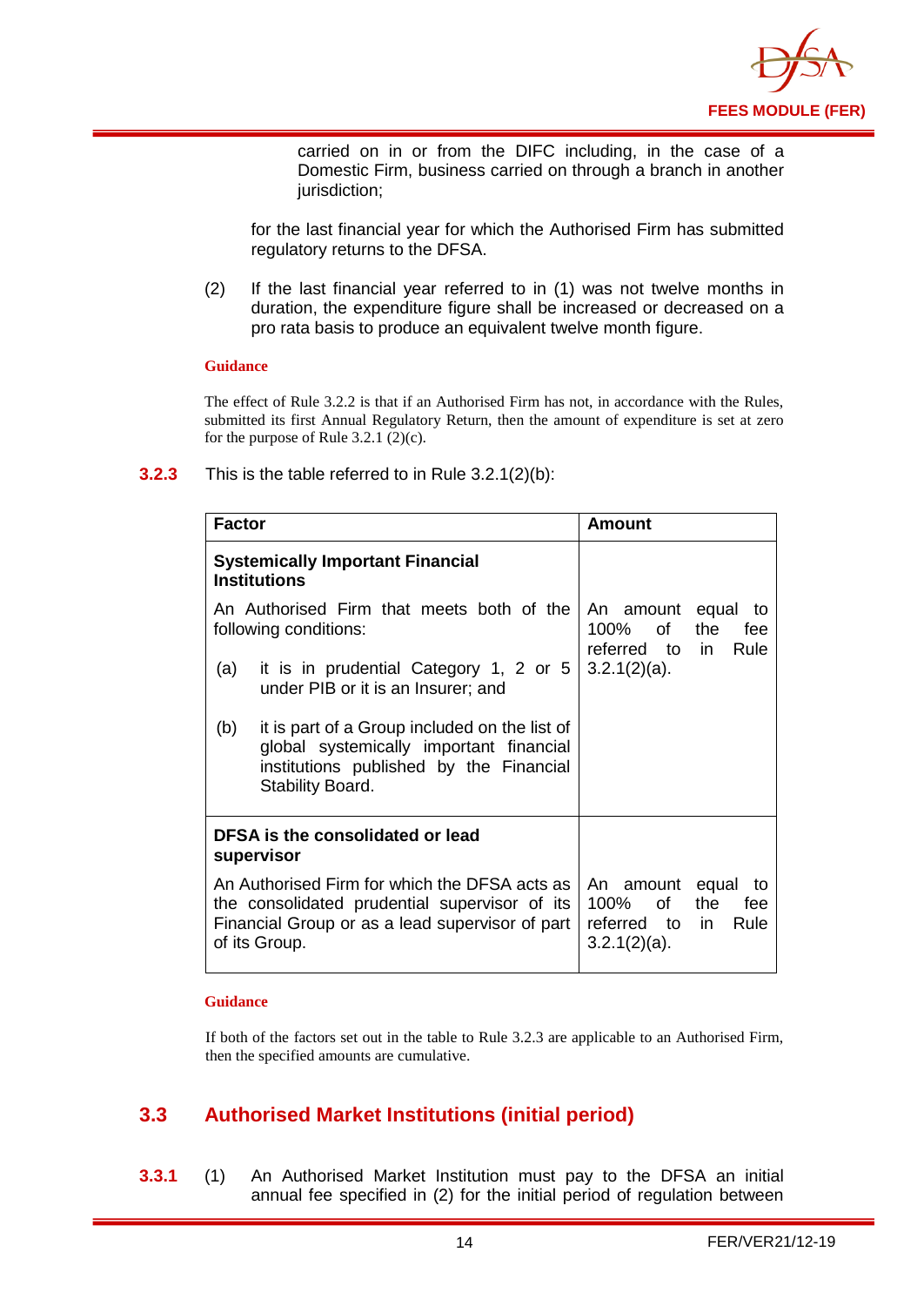carried on in or from the DIFC including, in the case of a Domestic Firm, business carried on through a branch in another jurisdiction;

for the last financial year for which the Authorised Firm has submitted regulatory returns to the DFSA.

(2) If the last financial year referred to in (1) was not twelve months in duration, the expenditure figure shall be increased or decreased on a pro rata basis to produce an equivalent twelve month figure.

**Guidance**

The effect of Rule 3.2.2 is that if an Authorised Firm has not, in accordance with the Rules, submitted its first Annual Regulatory Return, then the amount of expenditure is set at zero for the purpose of Rule 3.2.1 (2)(c).

**3.2.3** This is the table referred to in Rule 3.2.1(2)(b):

| Factor | Amount |
|---|---|
| **Systemically Important Financial Institutions**<br>An Authorised Firm that meets both of the following conditions:<br>(a) it is in prudential Category 1, 2 or 5 under PIB or it is an Insurer; and<br>(b) it is part of a Group included on the list of global systemically important financial institutions published by the Financial Stability Board. | An amount equal to 100% of the fee referred to in Rule 3.2.1(2)(a). |
| **DFSA is the consolidated or lead supervisor**<br>An Authorised Firm for which the DFSA acts as the consolidated prudential supervisor of its Financial Group or as a lead supervisor of part of its Group. | An amount equal to 100% of the fee referred to in Rule 3.2.1(2)(a). |

**Guidance**

If both of the factors set out in the table to Rule 3.2.3 are applicable to an Authorised Firm, then the specified amounts are cumulative.

## 3.3 Authorised Market Institutions (initial period)

**3.3.1** (1) An Authorised Market Institution must pay to the DFSA an initial annual fee specified in (2) for the initial period of regulation between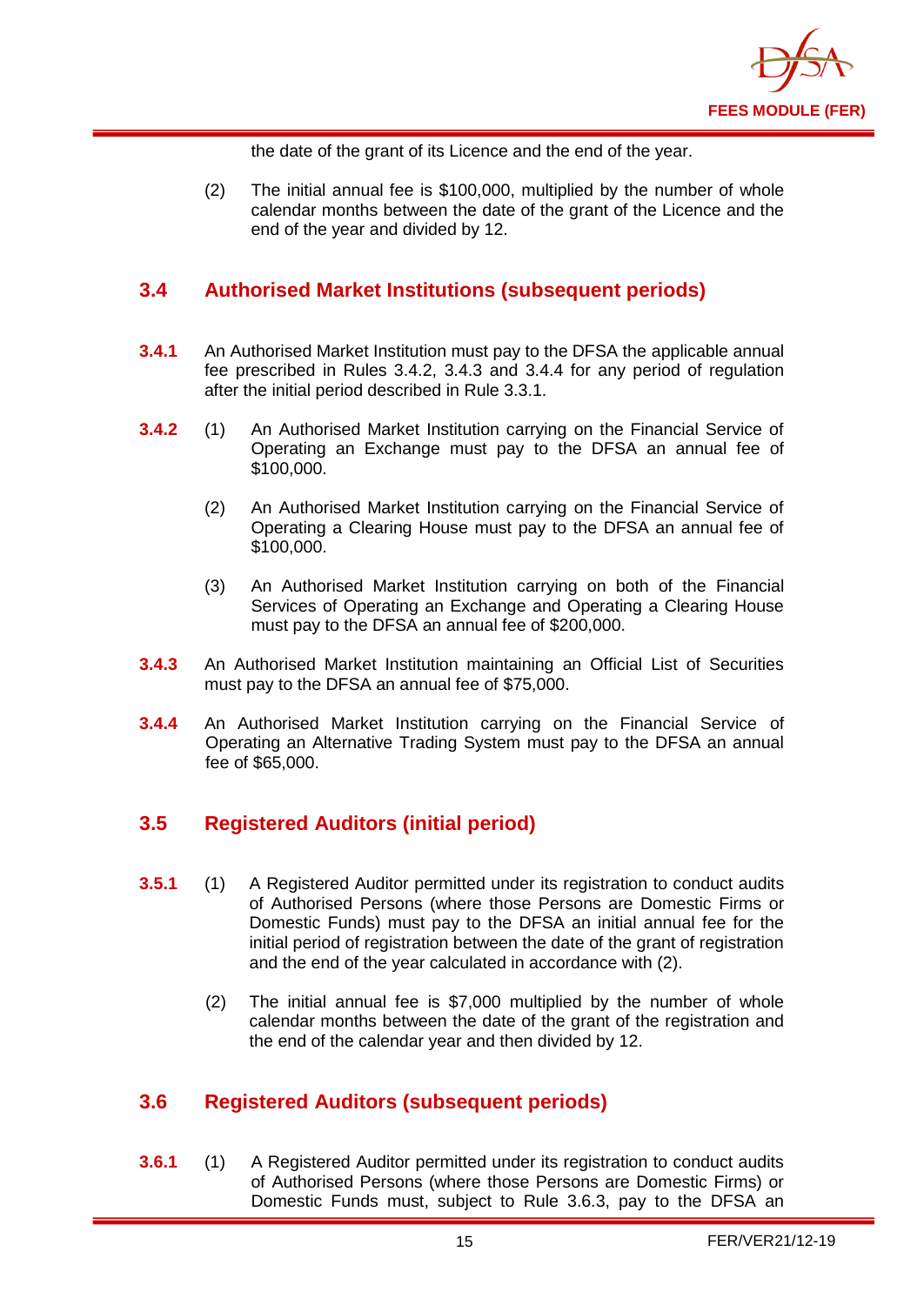the date of the grant of its Licence and the end of the year.

(2) The initial annual fee is $100,000, multiplied by the number of whole calendar months between the date of the grant of the Licence and the end of the year and divided by 12.

## 3.4 Authorised Market Institutions (subsequent periods)

**3.4.1** An Authorised Market Institution must pay to the DFSA the applicable annual fee prescribed in Rules 3.4.2, 3.4.3 and 3.4.4 for any period of regulation after the initial period described in Rule 3.3.1.

**3.4.2** (1) An Authorised Market Institution carrying on the Financial Service of Operating an Exchange must pay to the DFSA an annual fee of $100,000.

(2) An Authorised Market Institution carrying on the Financial Service of Operating a Clearing House must pay to the DFSA an annual fee of $100,000.

(3) An Authorised Market Institution carrying on both of the Financial Services of Operating an Exchange and Operating a Clearing House must pay to the DFSA an annual fee of $200,000.

**3.4.3** An Authorised Market Institution maintaining an Official List of Securities must pay to the DFSA an annual fee of $75,000.

**3.4.4** An Authorised Market Institution carrying on the Financial Service of Operating an Alternative Trading System must pay to the DFSA an annual fee of $65,000.

## 3.5 Registered Auditors (initial period)

**3.5.1** (1) A Registered Auditor permitted under its registration to conduct audits of Authorised Persons (where those Persons are Domestic Firms or Domestic Funds) must pay to the DFSA an initial annual fee for the initial period of registration between the date of the grant of registration and the end of the year calculated in accordance with (2).

(2) The initial annual fee is $7,000 multiplied by the number of whole calendar months between the date of the grant of the registration and the end of the calendar year and then divided by 12.

## 3.6 Registered Auditors (subsequent periods)

**3.6.1** (1) A Registered Auditor permitted under its registration to conduct audits of Authorised Persons (where those Persons are Domestic Firms) or Domestic Funds must, subject to Rule 3.6.3, pay to the DFSA an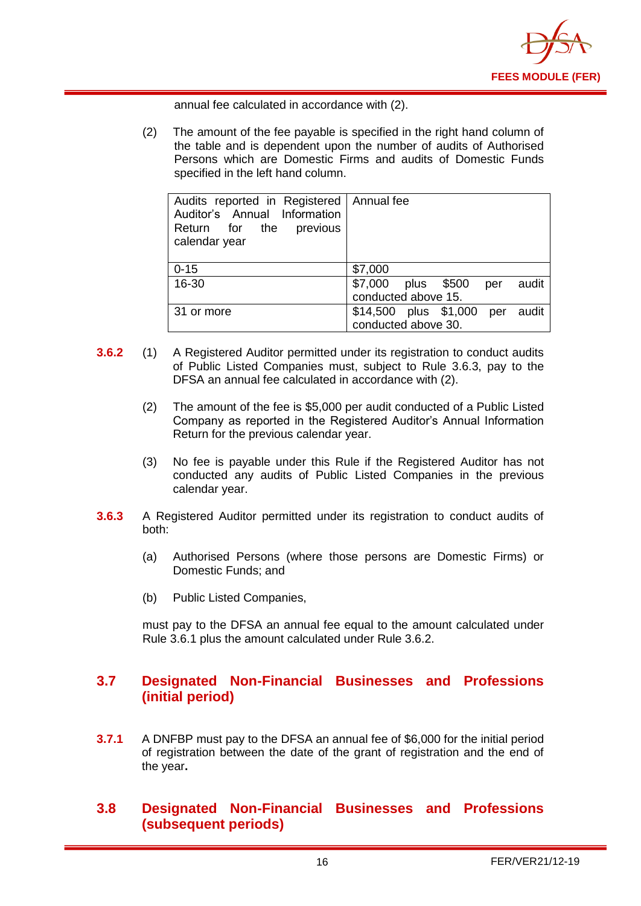annual fee calculated in accordance with (2).

(2) The amount of the fee payable is specified in the right hand column of the table and is dependent upon the number of audits of Authorised Persons which are Domestic Firms and audits of Domestic Funds specified in the left hand column.

| Audits reported in Registered Auditor's Annual Information Return for the previous calendar year | Annual fee |
|---|---|
| 0-15 | $7,000 |
| 16-30 | $7,000 plus $500 per audit conducted above 15. |
| 31 or more | $14,500 plus $1,000 per audit conducted above 30. |

**3.6.2** (1) A Registered Auditor permitted under its registration to conduct audits of Public Listed Companies must, subject to Rule 3.6.3, pay to the DFSA an annual fee calculated in accordance with (2).

(2) The amount of the fee is $5,000 per audit conducted of a Public Listed Company as reported in the Registered Auditor's Annual Information Return for the previous calendar year.

(3) No fee is payable under this Rule if the Registered Auditor has not conducted any audits of Public Listed Companies in the previous calendar year.

**3.6.3** A Registered Auditor permitted under its registration to conduct audits of both:

(a) Authorised Persons (where those persons are Domestic Firms) or Domestic Funds; and

(b) Public Listed Companies,

must pay to the DFSA an annual fee equal to the amount calculated under Rule 3.6.1 plus the amount calculated under Rule 3.6.2.

## 3.7 Designated Non-Financial Businesses and Professions (initial period)

**3.7.1** A DNFBP must pay to the DFSA an annual fee of $6,000 for the initial period of registration between the date of the grant of registration and the end of the year**.**

## 3.8 Designated Non-Financial Businesses and Professions (subsequent periods)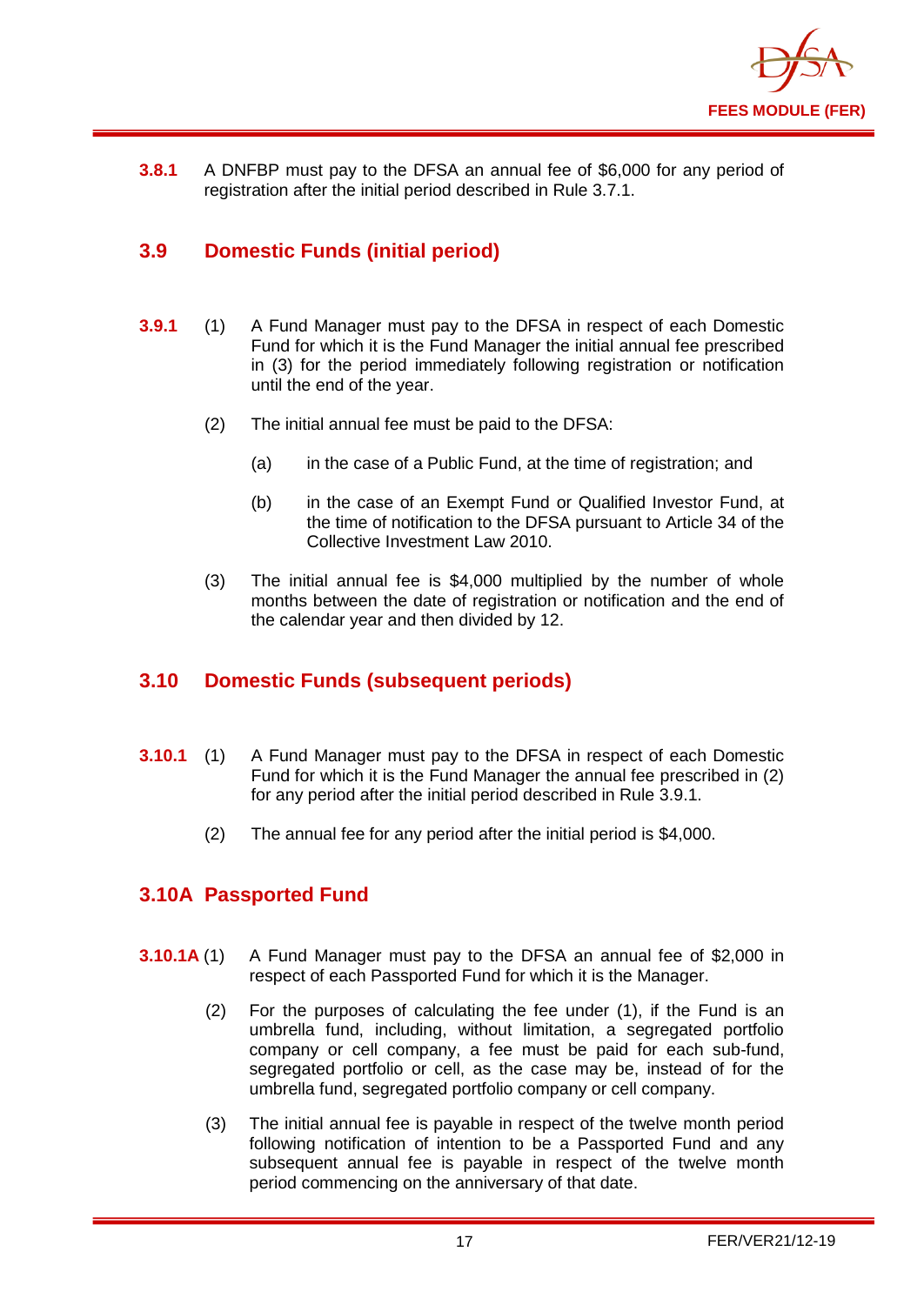**3.8.1** A DNFBP must pay to the DFSA an annual fee of $6,000 for any period of registration after the initial period described in Rule 3.7.1.

## 3.9 Domestic Funds (initial period)

**3.9.1** (1) A Fund Manager must pay to the DFSA in respect of each Domestic Fund for which it is the Fund Manager the initial annual fee prescribed in (3) for the period immediately following registration or notification until the end of the year.

(2) The initial annual fee must be paid to the DFSA:

(a) in the case of a Public Fund, at the time of registration; and

(b) in the case of an Exempt Fund or Qualified Investor Fund, at the time of notification to the DFSA pursuant to Article 34 of the Collective Investment Law 2010.

(3) The initial annual fee is $4,000 multiplied by the number of whole months between the date of registration or notification and the end of the calendar year and then divided by 12.

## 3.10 Domestic Funds (subsequent periods)

**3.10.1** (1) A Fund Manager must pay to the DFSA in respect of each Domestic Fund for which it is the Fund Manager the annual fee prescribed in (2) for any period after the initial period described in Rule 3.9.1.

(2) The annual fee for any period after the initial period is $4,000.

## 3.10A Passported Fund

**3.10.1A** (1) A Fund Manager must pay to the DFSA an annual fee of $2,000 in respect of each Passported Fund for which it is the Manager.

(2) For the purposes of calculating the fee under (1), if the Fund is an umbrella fund, including, without limitation, a segregated portfolio company or cell company, a fee must be paid for each sub-fund, segregated portfolio or cell, as the case may be, instead of for the umbrella fund, segregated portfolio company or cell company.

(3) The initial annual fee is payable in respect of the twelve month period following notification of intention to be a Passported Fund and any subsequent annual fee is payable in respect of the twelve month period commencing on the anniversary of that date.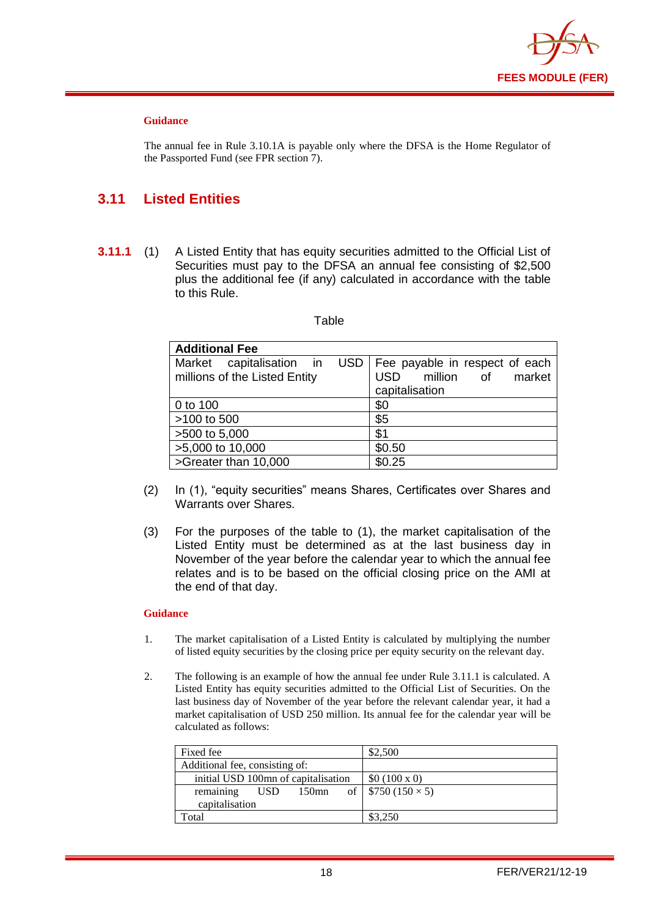**Guidance**

The annual fee in Rule 3.10.1A is payable only where the DFSA is the Home Regulator of the Passported Fund (see FPR section 7).

## 3.11 Listed Entities

**3.11.1** (1) A Listed Entity that has equity securities admitted to the Official List of Securities must pay to the DFSA an annual fee consisting of $2,500 plus the additional fee (if any) calculated in accordance with the table to this Rule.

Table

| **Additional Fee** | |
|---|---|
| Market capitalisation in USD millions of the Listed Entity | Fee payable in respect of each USD million of market capitalisation |
| 0 to 100 | $0 |
| >100 to 500 | $5 |
| >500 to 5,000 | $1 |
| >5,000 to 10,000 | $0.50 |
| >Greater than 10,000 | $0.25 |

(2) In (1), "equity securities" means Shares, Certificates over Shares and Warrants over Shares.

(3) For the purposes of the table to (1), the market capitalisation of the Listed Entity must be determined as at the last business day in November of the year before the calendar year to which the annual fee relates and is to be based on the official closing price on the AMI at the end of that day.

**Guidance**

1. The market capitalisation of a Listed Entity is calculated by multiplying the number of listed equity securities by the closing price per equity security on the relevant day.

2. The following is an example of how the annual fee under Rule 3.11.1 is calculated. A Listed Entity has equity securities admitted to the Official List of Securities. On the last business day of November of the year before the relevant calendar year, it had a market capitalisation of USD 250 million. Its annual fee for the calendar year will be calculated as follows:

| Fixed fee | $2,500 |
|---|---|
| Additional fee, consisting of: | |
| initial USD 100mn of capitalisation | $0 (100 x 0) |
| remaining USD 150mn of capitalisation | $750 (150 × 5) |
| Total | $3,250 |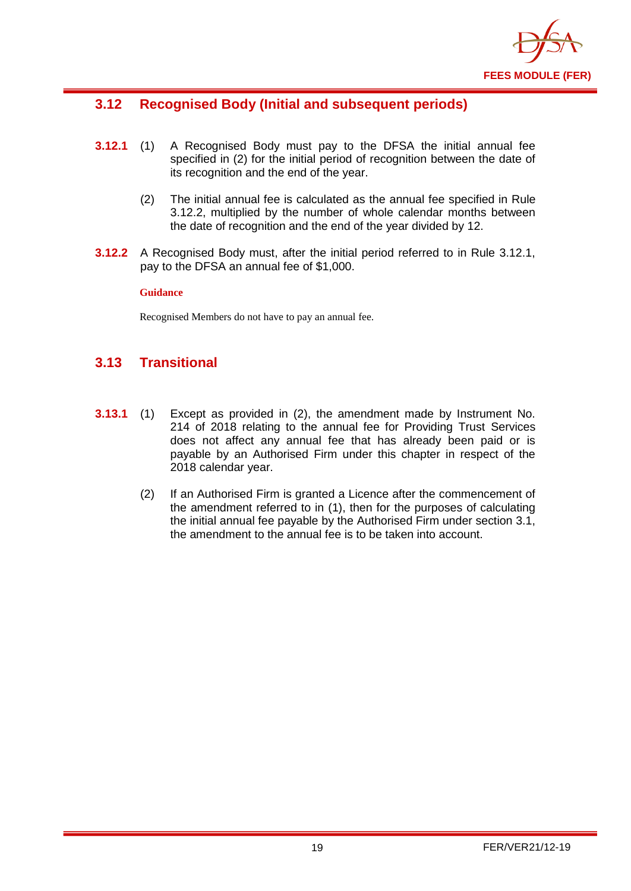## 3.12 Recognised Body (Initial and subsequent periods)

**3.12.1** (1) A Recognised Body must pay to the DFSA the initial annual fee specified in (2) for the initial period of recognition between the date of its recognition and the end of the year.

(2) The initial annual fee is calculated as the annual fee specified in Rule 3.12.2, multiplied by the number of whole calendar months between the date of recognition and the end of the year divided by 12.

**3.12.2** A Recognised Body must, after the initial period referred to in Rule 3.12.1, pay to the DFSA an annual fee of $1,000.

**Guidance**

Recognised Members do not have to pay an annual fee.

## 3.13 Transitional

**3.13.1** (1) Except as provided in (2), the amendment made by Instrument No. 214 of 2018 relating to the annual fee for Providing Trust Services does not affect any annual fee that has already been paid or is payable by an Authorised Firm under this chapter in respect of the 2018 calendar year.

(2) If an Authorised Firm is granted a Licence after the commencement of the amendment referred to in (1), then for the purposes of calculating the initial annual fee payable by the Authorised Firm under section 3.1, the amendment to the annual fee is to be taken into account.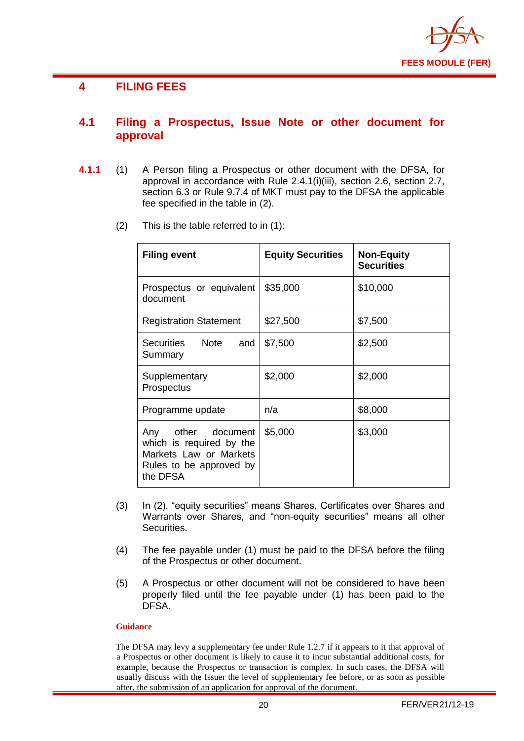## 4 FILING FEES

### 4.1 Filing a Prospectus, Issue Note or other document for approval

**4.1.1** (1) A Person filing a Prospectus or other document with the DFSA, for approval in accordance with Rule 2.4.1(i)(iii), section 2.6, section 2.7, section 6.3 or Rule 9.7.4 of MKT must pay to the DFSA the applicable fee specified in the table in (2).

(2) This is the table referred to in (1):

| Filing event | Equity Securities | Non-Equity Securities |
|---|---|---|
| Prospectus or equivalent document | $35,000 | $10,000 |
| Registration Statement | $27,500 | $7,500 |
| Securities Note and Summary | $7,500 | $2,500 |
| Supplementary Prospectus | $2,000 | $2,000 |
| Programme update | n/a | $8,000 |
| Any other document which is required by the Markets Law or Markets Rules to be approved by the DFSA | $5,000 | $3,000 |

(3) In (2), "equity securities" means Shares, Certificates over Shares and Warrants over Shares, and "non-equity securities" means all other Securities.

(4) The fee payable under (1) must be paid to the DFSA before the filing of the Prospectus or other document.

(5) A Prospectus or other document will not be considered to have been properly filed until the fee payable under (1) has been paid to the DFSA.

**Guidance**

The DFSA may levy a supplementary fee under Rule 1.2.7 if it appears to it that approval of a Prospectus or other document is likely to cause it to incur substantial additional costs, for example, because the Prospectus or transaction is complex. In such cases, the DFSA will usually discuss with the Issuer the level of supplementary fee before, or as soon as possible after, the submission of an application for approval of the document.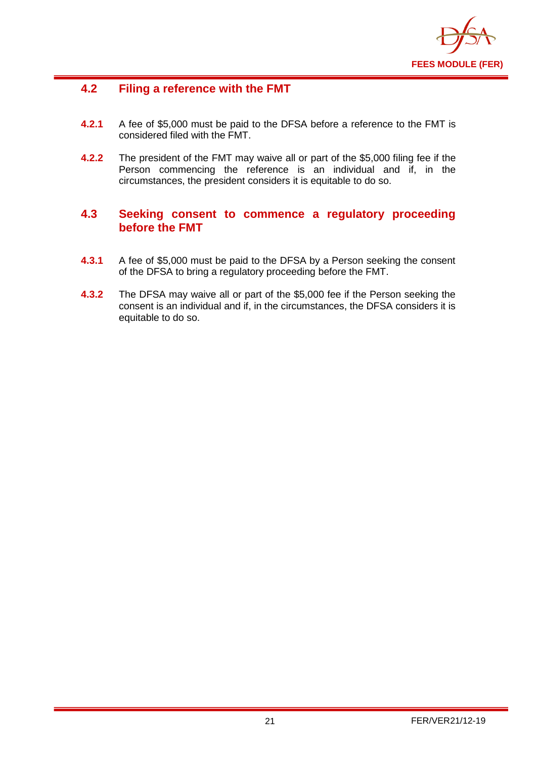## 4.2 Filing a reference with the FMT

**4.2.1** A fee of $5,000 must be paid to the DFSA before a reference to the FMT is considered filed with the FMT.

**4.2.2** The president of the FMT may waive all or part of the $5,000 filing fee if the Person commencing the reference is an individual and if, in the circumstances, the president considers it is equitable to do so.

## 4.3 Seeking consent to commence a regulatory proceeding before the FMT

**4.3.1** A fee of $5,000 must be paid to the DFSA by a Person seeking the consent of the DFSA to bring a regulatory proceeding before the FMT.

**4.3.2** The DFSA may waive all or part of the $5,000 fee if the Person seeking the consent is an individual and if, in the circumstances, the DFSA considers it is equitable to do so.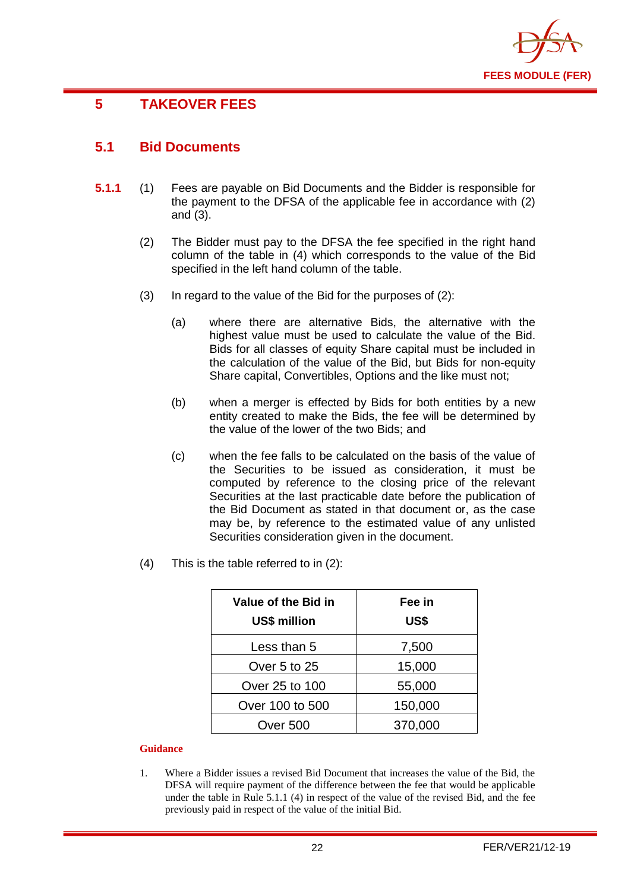# 5 TAKEOVER FEES

## 5.1 Bid Documents

**5.1.1** (1) Fees are payable on Bid Documents and the Bidder is responsible for the payment to the DFSA of the applicable fee in accordance with (2) and (3).

(2) The Bidder must pay to the DFSA the fee specified in the right hand column of the table in (4) which corresponds to the value of the Bid specified in the left hand column of the table.

(3) In regard to the value of the Bid for the purposes of (2):

(a) where there are alternative Bids, the alternative with the highest value must be used to calculate the value of the Bid. Bids for all classes of equity Share capital must be included in the calculation of the value of the Bid, but Bids for non-equity Share capital, Convertibles, Options and the like must not;

(b) when a merger is effected by Bids for both entities by a new entity created to make the Bids, the fee will be determined by the value of the lower of the two Bids; and

(c) when the fee falls to be calculated on the basis of the value of the Securities to be issued as consideration, it must be computed by reference to the closing price of the relevant Securities at the last practicable date before the publication of the Bid Document as stated in that document or, as the case may be, by reference to the estimated value of any unlisted Securities consideration given in the document.

(4) This is the table referred to in (2):

| Value of the Bid in US$ million | Fee in US$ |
|---|---|
| Less than 5 | 7,500 |
| Over 5 to 25 | 15,000 |
| Over 25 to 100 | 55,000 |
| Over 100 to 500 | 150,000 |
| Over 500 | 370,000 |

**Guidance**

1. Where a Bidder issues a revised Bid Document that increases the value of the Bid, the DFSA will require payment of the difference between the fee that would be applicable under the table in Rule 5.1.1 (4) in respect of the value of the revised Bid, and the fee previously paid in respect of the value of the initial Bid.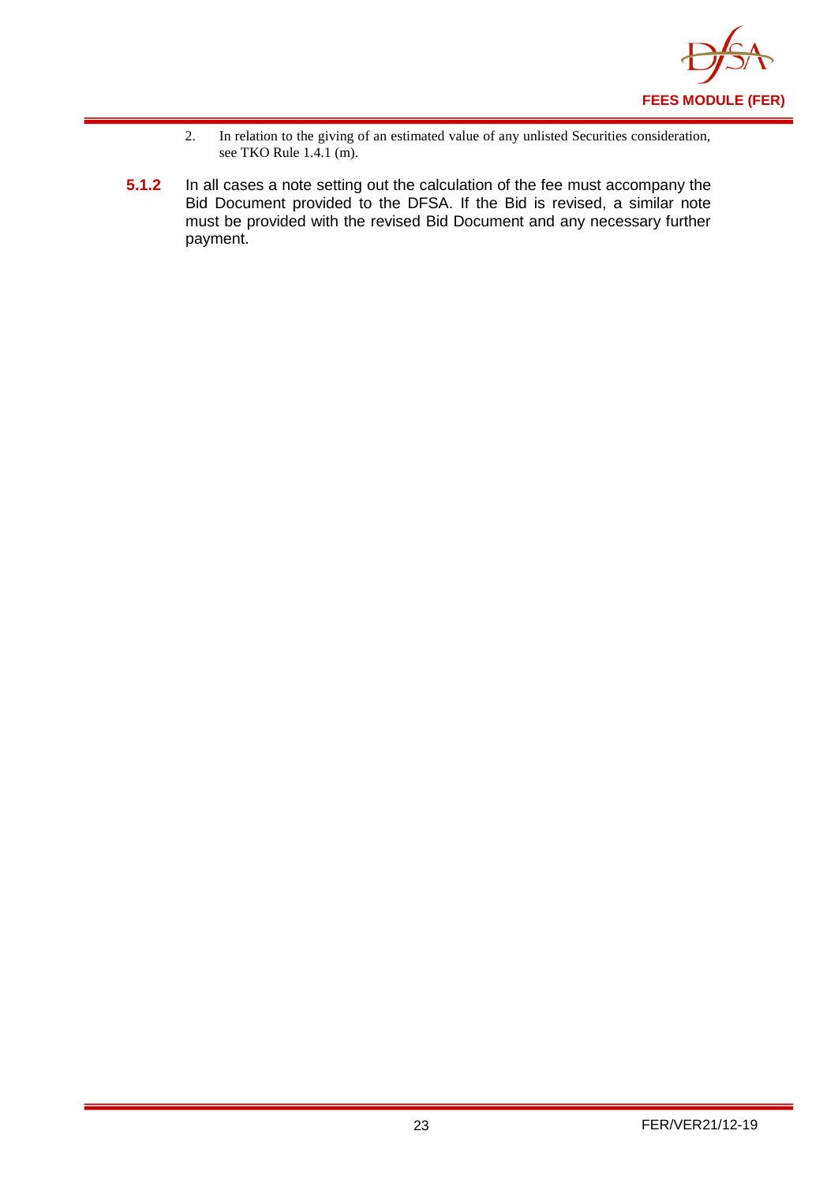2. In relation to the giving of an estimated value of any unlisted Securities consideration, see TKO Rule 1.4.1 (m).

**5.1.2** In all cases a note setting out the calculation of the fee must accompany the Bid Document provided to the DFSA. If the Bid is revised, a similar note must be provided with the revised Bid Document and any necessary further payment.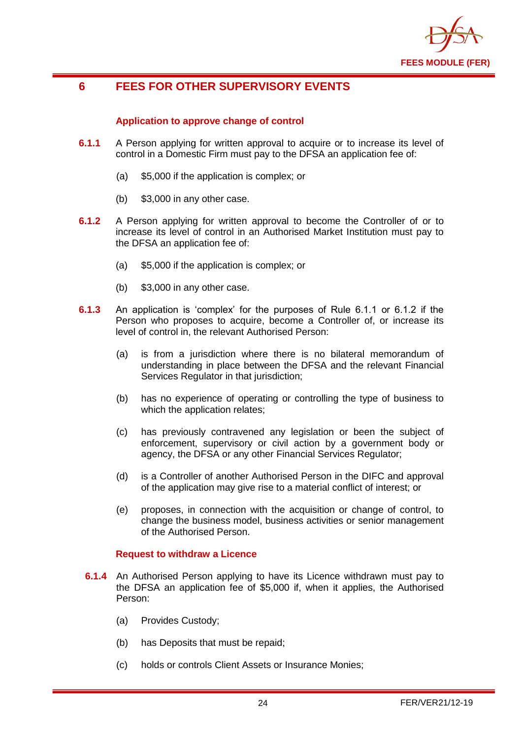# 6 FEES FOR OTHER SUPERVISORY EVENTS

### Application to approve change of control

**6.1.1** A Person applying for written approval to acquire or to increase its level of control in a Domestic Firm must pay to the DFSA an application fee of:

(a) $5,000 if the application is complex; or

(b) $3,000 in any other case.

**6.1.2** A Person applying for written approval to become the Controller of or to increase its level of control in an Authorised Market Institution must pay to the DFSA an application fee of:

(a) $5,000 if the application is complex; or

(b) $3,000 in any other case.

**6.1.3** An application is 'complex' for the purposes of Rule 6.1.1 or 6.1.2 if the Person who proposes to acquire, become a Controller of, or increase its level of control in, the relevant Authorised Person:

(a) is from a jurisdiction where there is no bilateral memorandum of understanding in place between the DFSA and the relevant Financial Services Regulator in that jurisdiction;

(b) has no experience of operating or controlling the type of business to which the application relates;

(c) has previously contravened any legislation or been the subject of enforcement, supervisory or civil action by a government body or agency, the DFSA or any other Financial Services Regulator;

(d) is a Controller of another Authorised Person in the DIFC and approval of the application may give rise to a material conflict of interest; or

(e) proposes, in connection with the acquisition or change of control, to change the business model, business activities or senior management of the Authorised Person.

### Request to withdraw a Licence

**6.1.4** An Authorised Person applying to have its Licence withdrawn must pay to the DFSA an application fee of $5,000 if, when it applies, the Authorised Person:

(a) Provides Custody;

(b) has Deposits that must be repaid;

(c) holds or controls Client Assets or Insurance Monies;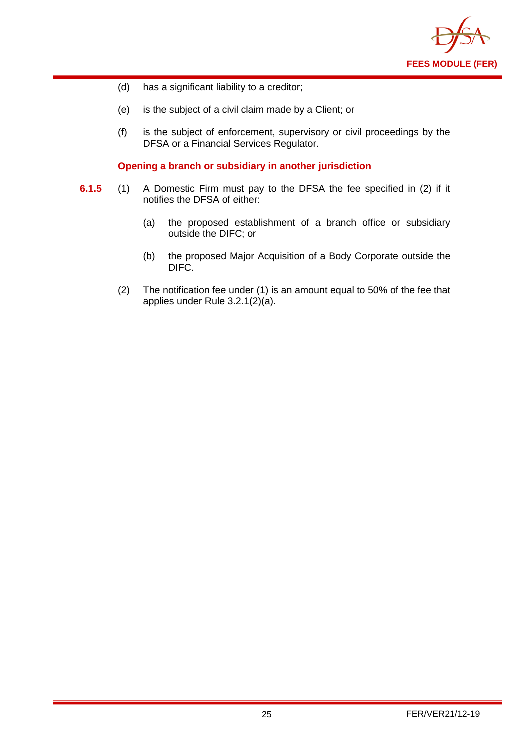(d) has a significant liability to a creditor;

(e) is the subject of a civil claim made by a Client; or

(f) is the subject of enforcement, supervisory or civil proceedings by the DFSA or a Financial Services Regulator.

### Opening a branch or subsidiary in another jurisdiction

**6.1.5** (1) A Domestic Firm must pay to the DFSA the fee specified in (2) if it notifies the DFSA of either:

(a) the proposed establishment of a branch office or subsidiary outside the DIFC; or

(b) the proposed Major Acquisition of a Body Corporate outside the DIFC.

(2) The notification fee under (1) is an amount equal to 50% of the fee that applies under Rule 3.2.1(2)(a).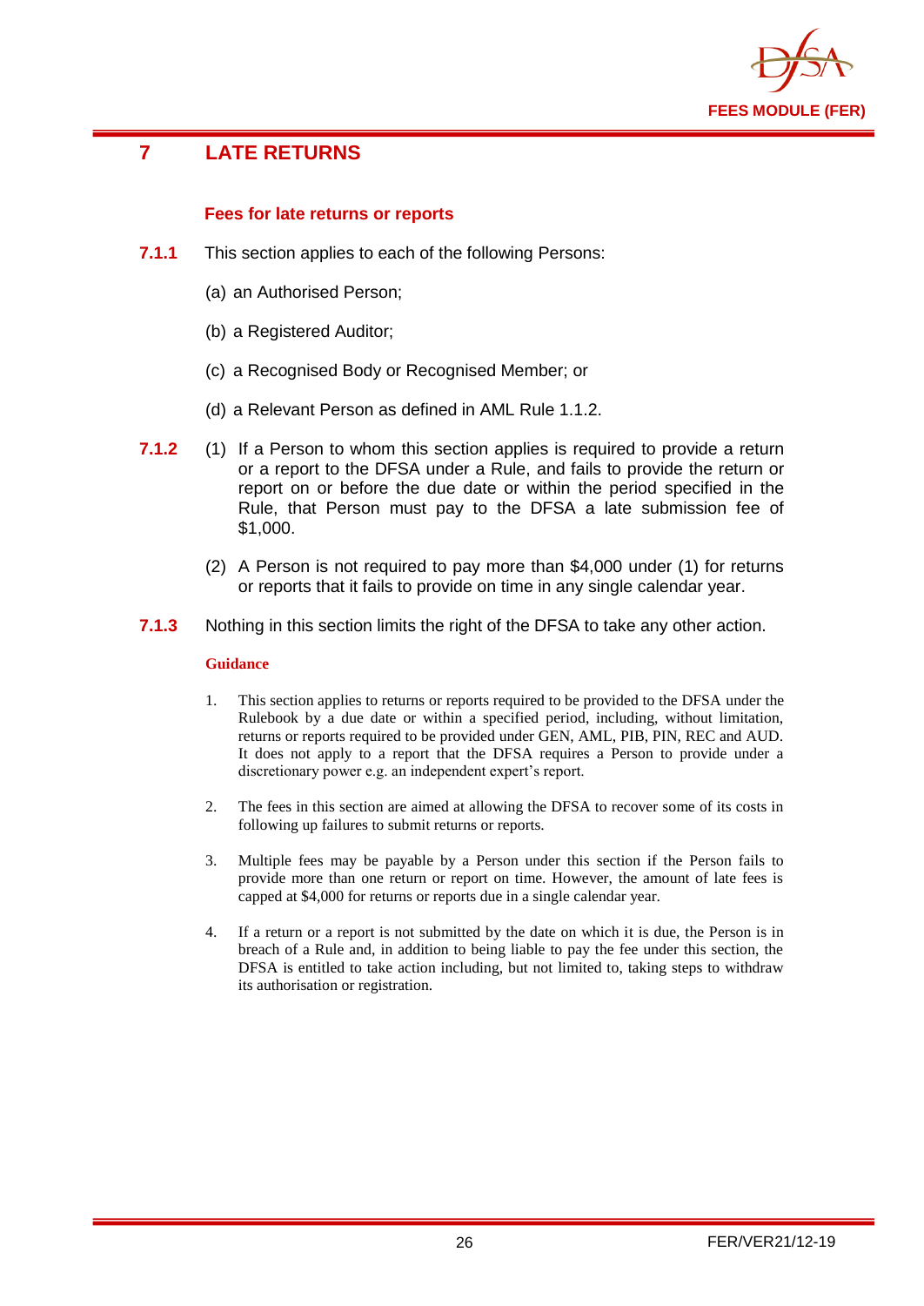# 7 LATE RETURNS

### Fees for late returns or reports

**7.1.1** This section applies to each of the following Persons:

(a) an Authorised Person;

(b) a Registered Auditor;

(c) a Recognised Body or Recognised Member; or

(d) a Relevant Person as defined in AML Rule 1.1.2.

**7.1.2** (1) If a Person to whom this section applies is required to provide a return or a report to the DFSA under a Rule, and fails to provide the return or report on or before the due date or within the period specified in the Rule, that Person must pay to the DFSA a late submission fee of $1,000.

(2) A Person is not required to pay more than $4,000 under (1) for returns or reports that it fails to provide on time in any single calendar year.

**7.1.3** Nothing in this section limits the right of the DFSA to take any other action.

**Guidance**

1. This section applies to returns or reports required to be provided to the DFSA under the Rulebook by a due date or within a specified period, including, without limitation, returns or reports required to be provided under GEN, AML, PIB, PIN, REC and AUD. It does not apply to a report that the DFSA requires a Person to provide under a discretionary power e.g. an independent expert's report.

2. The fees in this section are aimed at allowing the DFSA to recover some of its costs in following up failures to submit returns or reports.

3. Multiple fees may be payable by a Person under this section if the Person fails to provide more than one return or report on time. However, the amount of late fees is capped at $4,000 for returns or reports due in a single calendar year.

4. If a return or a report is not submitted by the date on which it is due, the Person is in breach of a Rule and, in addition to being liable to pay the fee under this section, the DFSA is entitled to take action including, but not limited to, taking steps to withdraw its authorisation or registration.